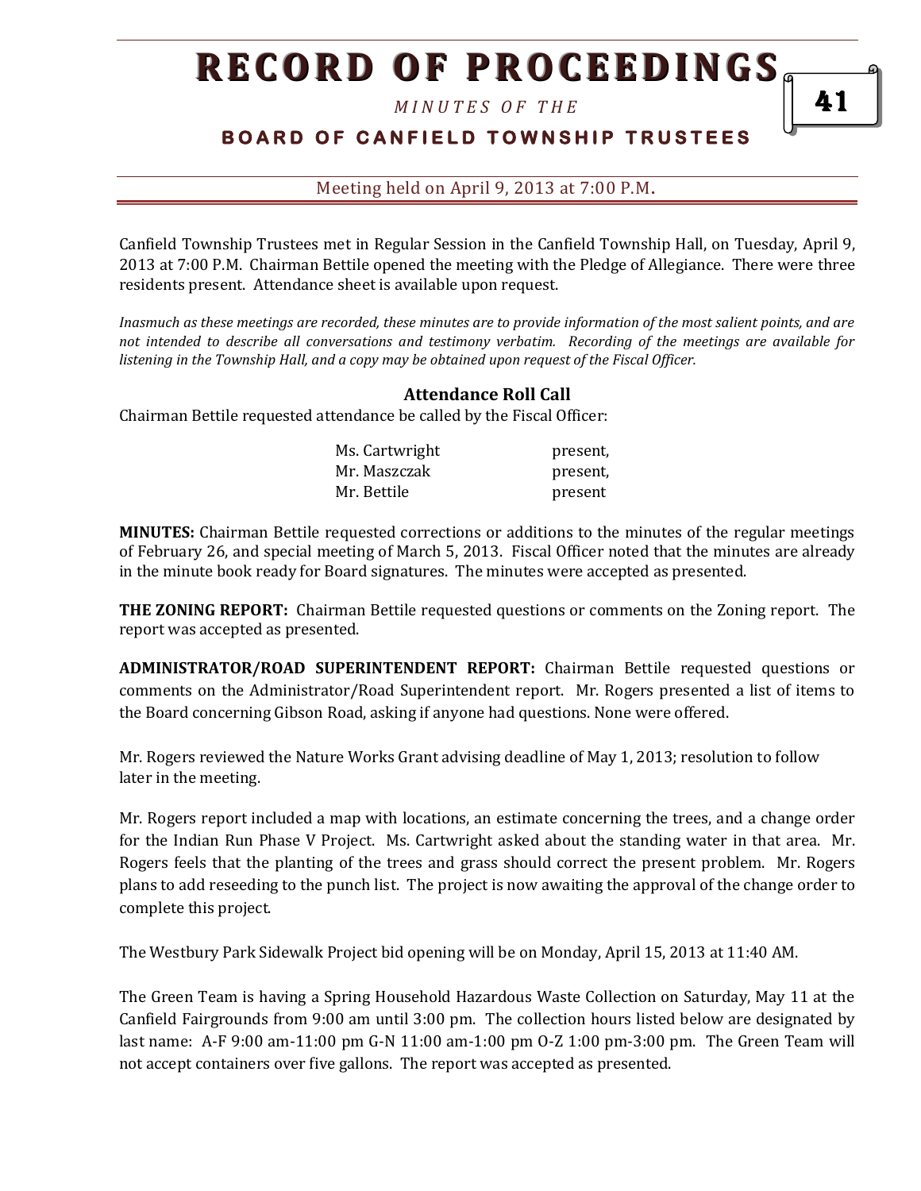# RECORD OF PROCEEDINGS

*MINUTES OF THE*

## BOARD OF CANFIELD TOWNSHIP TRUSTEES

Meeting held on April 9, 2013 at 7:00 P.M.

Canfield Township Trustees met in Regular Session in the Canfield Township Hall, on Tuesday, April 9, 2013 at 7:00 P.M. Chairman Bettile opened the meeting with the Pledge of Allegiance. There were three residents present. Attendance sheet is available upon request.

*Inasmuch as these meetings are recorded, these minutes are to provide information of the most salient points, and are not intended to describe all conversations and testimony verbatim. Recording of the meetings are available for listening in the Township Hall, and a copy may be obtained upon request of the Fiscal Officer.*

### Attendance Roll Call

Chairman Bettile requested attendance be called by the Fiscal Officer:

| | |
|---|---|
| Ms. Cartwright | present, |
| Mr. Maszczak | present, |
| Mr. Bettile | present |

**MINUTES:** Chairman Bettile requested corrections or additions to the minutes of the regular meetings of February 26, and special meeting of March 5, 2013. Fiscal Officer noted that the minutes are already in the minute book ready for Board signatures. The minutes were accepted as presented.

**THE ZONING REPORT:** Chairman Bettile requested questions or comments on the Zoning report. The report was accepted as presented.

**ADMINISTRATOR/ROAD SUPERINTENDENT REPORT:** Chairman Bettile requested questions or comments on the Administrator/Road Superintendent report. Mr. Rogers presented a list of items to the Board concerning Gibson Road, asking if anyone had questions. None were offered.

Mr. Rogers reviewed the Nature Works Grant advising deadline of May 1, 2013; resolution to follow later in the meeting.

Mr. Rogers report included a map with locations, an estimate concerning the trees, and a change order for the Indian Run Phase V Project. Ms. Cartwright asked about the standing water in that area. Mr. Rogers feels that the planting of the trees and grass should correct the present problem. Mr. Rogers plans to add reseeding to the punch list. The project is now awaiting the approval of the change order to complete this project.

The Westbury Park Sidewalk Project bid opening will be on Monday, April 15, 2013 at 11:40 AM.

The Green Team is having a Spring Household Hazardous Waste Collection on Saturday, May 11 at the Canfield Fairgrounds from 9:00 am until 3:00 pm. The collection hours listed below are designated by last name: A-F 9:00 am-11:00 pm G-N 11:00 am-1:00 pm O-Z 1:00 pm-3:00 pm. The Green Team will not accept containers over five gallons. The report was accepted as presented.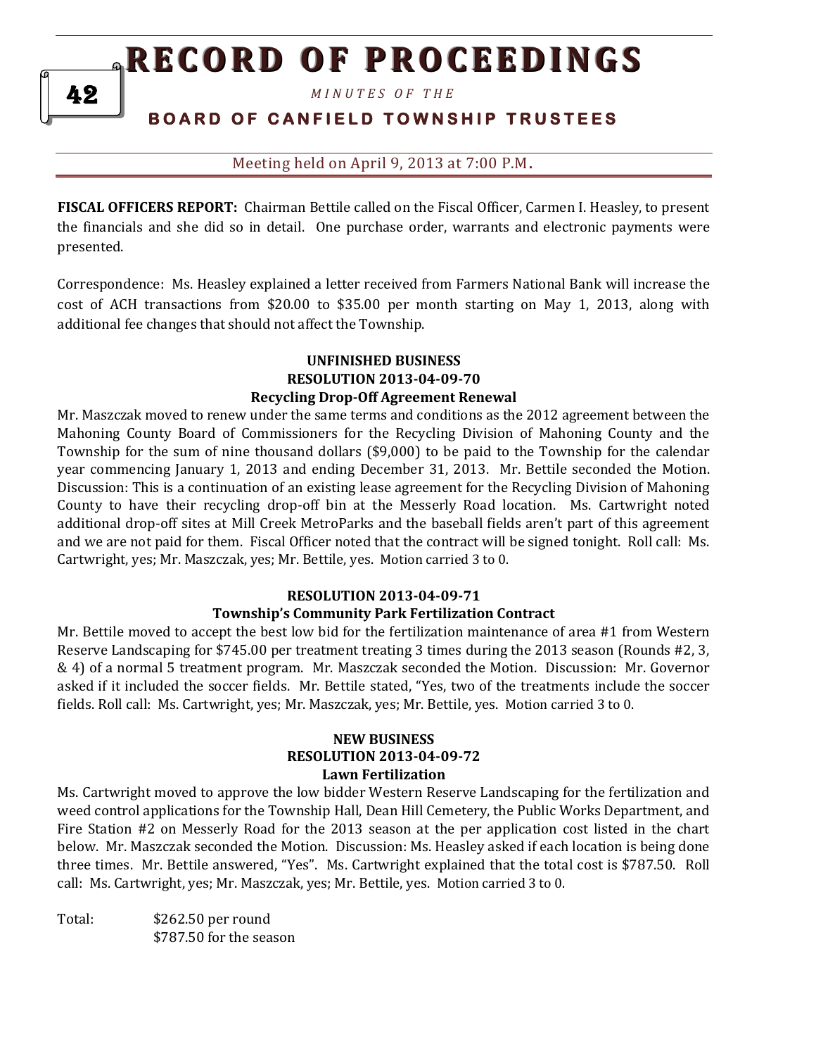**FISCAL OFFICERS REPORT:** Chairman Bettile called on the Fiscal Officer, Carmen I. Heasley, to present the financials and she did so in detail. One purchase order, warrants and electronic payments were presented.

Correspondence: Ms. Heasley explained a letter received from Farmers National Bank will increase the cost of ACH transactions from $20.00 to $35.00 per month starting on May 1, 2013, along with additional fee changes that should not affect the Township.

### UNFINISHED BUSINESS
### RESOLUTION 2013-04-09-70
### Recycling Drop-Off Agreement Renewal

Mr. Maszczak moved to renew under the same terms and conditions as the 2012 agreement between the Mahoning County Board of Commissioners for the Recycling Division of Mahoning County and the Township for the sum of nine thousand dollars ($9,000) to be paid to the Township for the calendar year commencing January 1, 2013 and ending December 31, 2013. Mr. Bettile seconded the Motion. Discussion: This is a continuation of an existing lease agreement for the Recycling Division of Mahoning County to have their recycling drop-off bin at the Messerly Road location. Ms. Cartwright noted additional drop-off sites at Mill Creek MetroParks and the baseball fields aren't part of this agreement and we are not paid for them. Fiscal Officer noted that the contract will be signed tonight. Roll call: Ms. Cartwright, yes; Mr. Maszczak, yes; Mr. Bettile, yes. Motion carried 3 to 0.

### RESOLUTION 2013-04-09-71
### Township's Community Park Fertilization Contract

Mr. Bettile moved to accept the best low bid for the fertilization maintenance of area #1 from Western Reserve Landscaping for $745.00 per treatment treating 3 times during the 2013 season (Rounds #2, 3, & 4) of a normal 5 treatment program. Mr. Maszczak seconded the Motion. Discussion: Mr. Governor asked if it included the soccer fields. Mr. Bettile stated, "Yes, two of the treatments include the soccer fields. Roll call: Ms. Cartwright, yes; Mr. Maszczak, yes; Mr. Bettile, yes. Motion carried 3 to 0.

### NEW BUSINESS
### RESOLUTION 2013-04-09-72
### Lawn Fertilization

Ms. Cartwright moved to approve the low bidder Western Reserve Landscaping for the fertilization and weed control applications for the Township Hall, Dean Hill Cemetery, the Public Works Department, and Fire Station #2 on Messerly Road for the 2013 season at the per application cost listed in the chart below. Mr. Maszczak seconded the Motion. Discussion: Ms. Heasley asked if each location is being done three times. Mr. Bettile answered, "Yes". Ms. Cartwright explained that the total cost is $787.50. Roll call: Ms. Cartwright, yes; Mr. Maszczak, yes; Mr. Bettile, yes. Motion carried 3 to 0.

Total: $262.50 per round
$787.50 for the season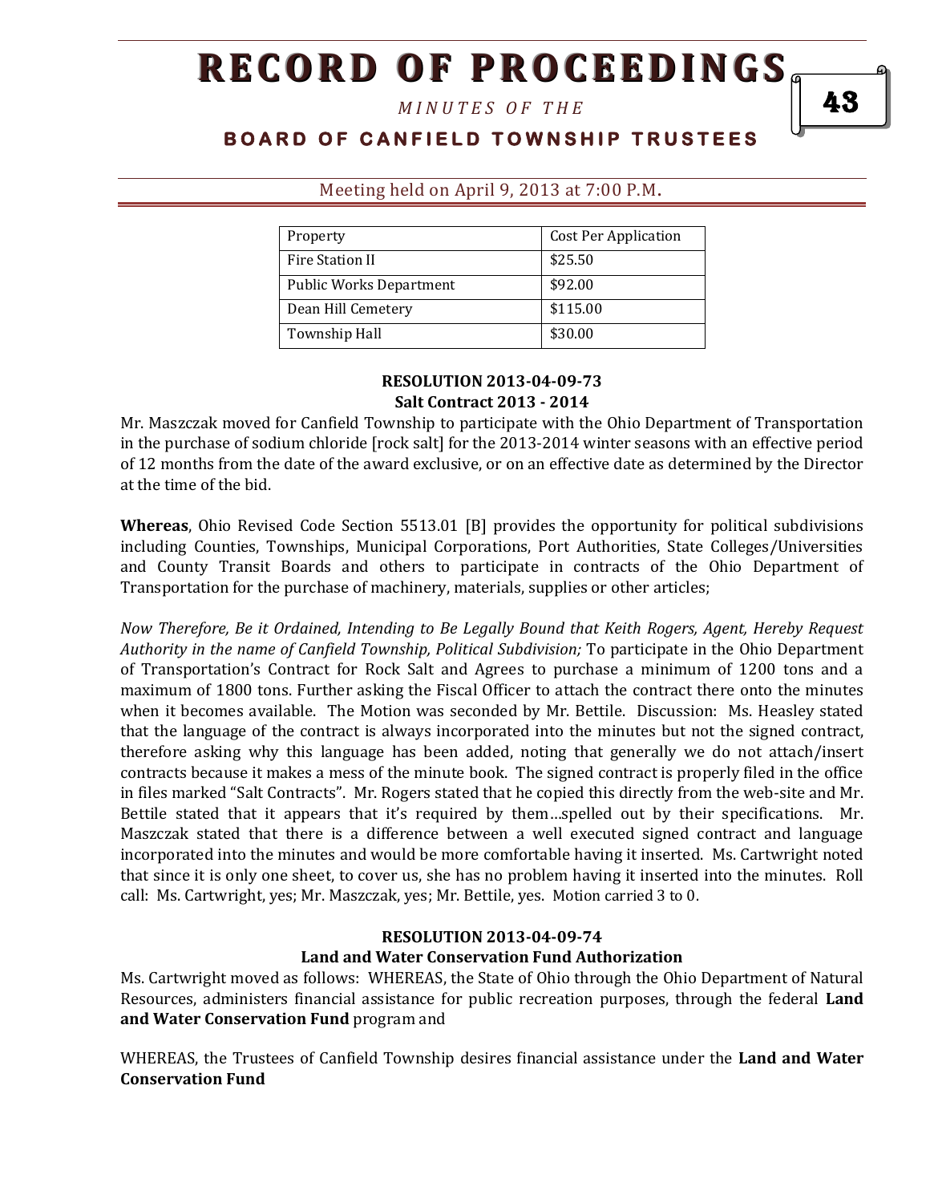| Property | Cost Per Application |
| --- | --- |
| Fire Station II | $25.50 |
| Public Works Department | $92.00 |
| Dean Hill Cemetery | $115.00 |
| Township Hall | $30.00 |

**RESOLUTION 2013-04-09-73**
**Salt Contract 2013 - 2014**

Mr. Maszczak moved for Canfield Township to participate with the Ohio Department of Transportation in the purchase of sodium chloride [rock salt] for the 2013-2014 winter seasons with an effective period of 12 months from the date of the award exclusive, or on an effective date as determined by the Director at the time of the bid.

**Whereas**, Ohio Revised Code Section 5513.01 [B] provides the opportunity for political subdivisions including Counties, Townships, Municipal Corporations, Port Authorities, State Colleges/Universities and County Transit Boards and others to participate in contracts of the Ohio Department of Transportation for the purchase of machinery, materials, supplies or other articles;

*Now Therefore, Be it Ordained, Intending to Be Legally Bound that Keith Rogers, Agent, Hereby Request Authority in the name of Canfield Township, Political Subdivision;* To participate in the Ohio Department of Transportation's Contract for Rock Salt and Agrees to purchase a minimum of 1200 tons and a maximum of 1800 tons. Further asking the Fiscal Officer to attach the contract there onto the minutes when it becomes available. The Motion was seconded by Mr. Bettile. Discussion: Ms. Heasley stated that the language of the contract is always incorporated into the minutes but not the signed contract, therefore asking why this language has been added, noting that generally we do not attach/insert contracts because it makes a mess of the minute book. The signed contract is properly filed in the office in files marked "Salt Contracts". Mr. Rogers stated that he copied this directly from the web-site and Mr. Bettile stated that it appears that it's required by them…spelled out by their specifications. Mr. Maszczak stated that there is a difference between a well executed signed contract and language incorporated into the minutes and would be more comfortable having it inserted. Ms. Cartwright noted that since it is only one sheet, to cover us, she has no problem having it inserted into the minutes. Roll call: Ms. Cartwright, yes; Mr. Maszczak, yes; Mr. Bettile, yes. Motion carried 3 to 0.

**RESOLUTION 2013-04-09-74**
**Land and Water Conservation Fund Authorization**

Ms. Cartwright moved as follows: WHEREAS, the State of Ohio through the Ohio Department of Natural Resources, administers financial assistance for public recreation purposes, through the federal **Land and Water Conservation Fund** program and

WHEREAS, the Trustees of Canfield Township desires financial assistance under the **Land and Water Conservation Fund**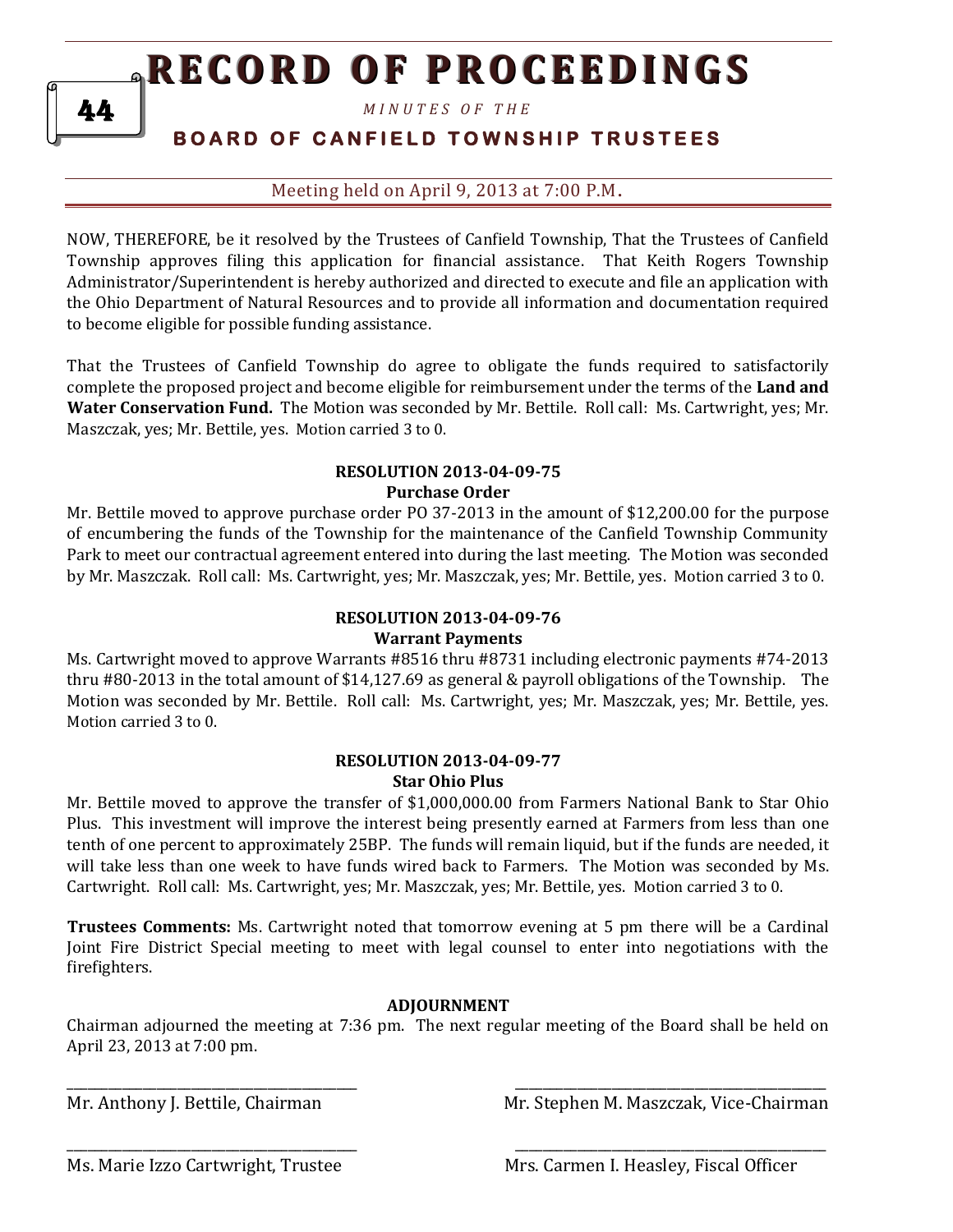NOW, THEREFORE, be it resolved by the Trustees of Canfield Township, That the Trustees of Canfield Township approves filing this application for financial assistance. That Keith Rogers Township Administrator/Superintendent is hereby authorized and directed to execute and file an application with the Ohio Department of Natural Resources and to provide all information and documentation required to become eligible for possible funding assistance.

That the Trustees of Canfield Township do agree to obligate the funds required to satisfactorily complete the proposed project and become eligible for reimbursement under the terms of the **Land and Water Conservation Fund.** The Motion was seconded by Mr. Bettile. Roll call: Ms. Cartwright, yes; Mr. Maszczak, yes; Mr. Bettile, yes. Motion carried 3 to 0.

**RESOLUTION 2013-04-09-75**
**Purchase Order**

Mr. Bettile moved to approve purchase order PO 37-2013 in the amount of $12,200.00 for the purpose of encumbering the funds of the Township for the maintenance of the Canfield Township Community Park to meet our contractual agreement entered into during the last meeting. The Motion was seconded by Mr. Maszczak. Roll call: Ms. Cartwright, yes; Mr. Maszczak, yes; Mr. Bettile, yes. Motion carried 3 to 0.

**RESOLUTION 2013-04-09-76**
**Warrant Payments**

Ms. Cartwright moved to approve Warrants #8516 thru #8731 including electronic payments #74-2013 thru #80-2013 in the total amount of $14,127.69 as general & payroll obligations of the Township. The Motion was seconded by Mr. Bettile. Roll call: Ms. Cartwright, yes; Mr. Maszczak, yes; Mr. Bettile, yes. Motion carried 3 to 0.

**RESOLUTION 2013-04-09-77**
**Star Ohio Plus**

Mr. Bettile moved to approve the transfer of $1,000,000.00 from Farmers National Bank to Star Ohio Plus. This investment will improve the interest being presently earned at Farmers from less than one tenth of one percent to approximately 25BP. The funds will remain liquid, but if the funds are needed, it will take less than one week to have funds wired back to Farmers. The Motion was seconded by Ms. Cartwright. Roll call: Ms. Cartwright, yes; Mr. Maszczak, yes; Mr. Bettile, yes. Motion carried 3 to 0.

**Trustees Comments:** Ms. Cartwright noted that tomorrow evening at 5 pm there will be a Cardinal Joint Fire District Special meeting to meet with legal counsel to enter into negotiations with the firefighters.

**ADJOURNMENT**

Chairman adjourned the meeting at 7:36 pm. The next regular meeting of the Board shall be held on April 23, 2013 at 7:00 pm.

| | |
|---|---|
| ______________________________ | ______________________________ |
| Mr. Anthony J. Bettile, Chairman | Mr. Stephen M. Maszczak, Vice-Chairman |
| ______________________________ | ______________________________ |
| Ms. Marie Izzo Cartwright, Trustee | Mrs. Carmen I. Heasley, Fiscal Officer |